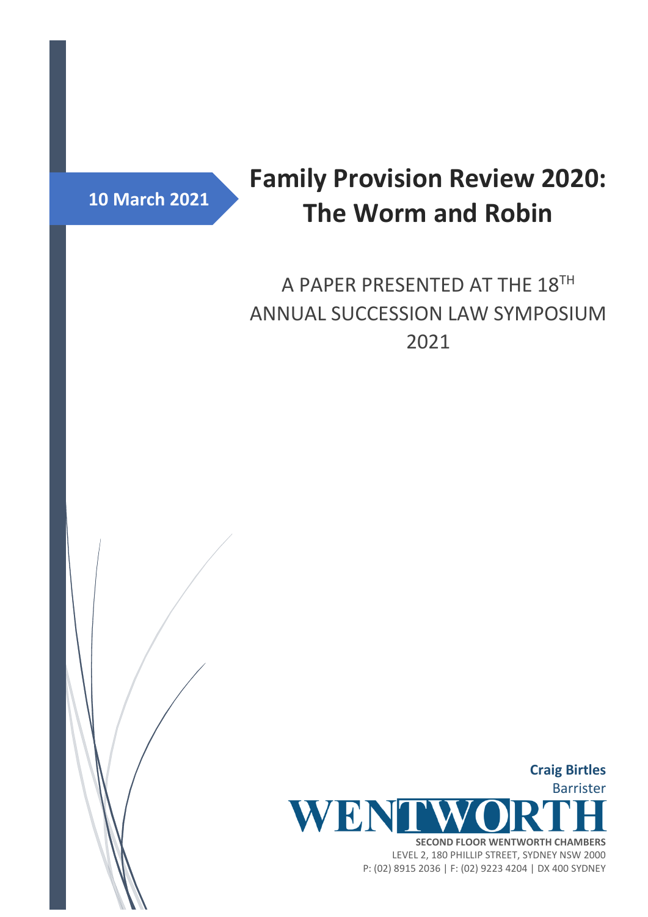**10 March 2021**

# Family Provision Review 2020: The Worm and Robin

A PAPER PRESENTED AT THE 18TH ANNUAL SUCCESSION LAW SYMPOSIUM 2021

**Craig Birtles**
Barrister

WENTWORTH

**SECOND FLOOR WENTWORTH CHAMBERS**
LEVEL 2, 180 PHILLIP STREET, SYDNEY NSW 2000
P: (02) 8915 2036 | F: (02) 9223 4204 | DX 400 SYDNEY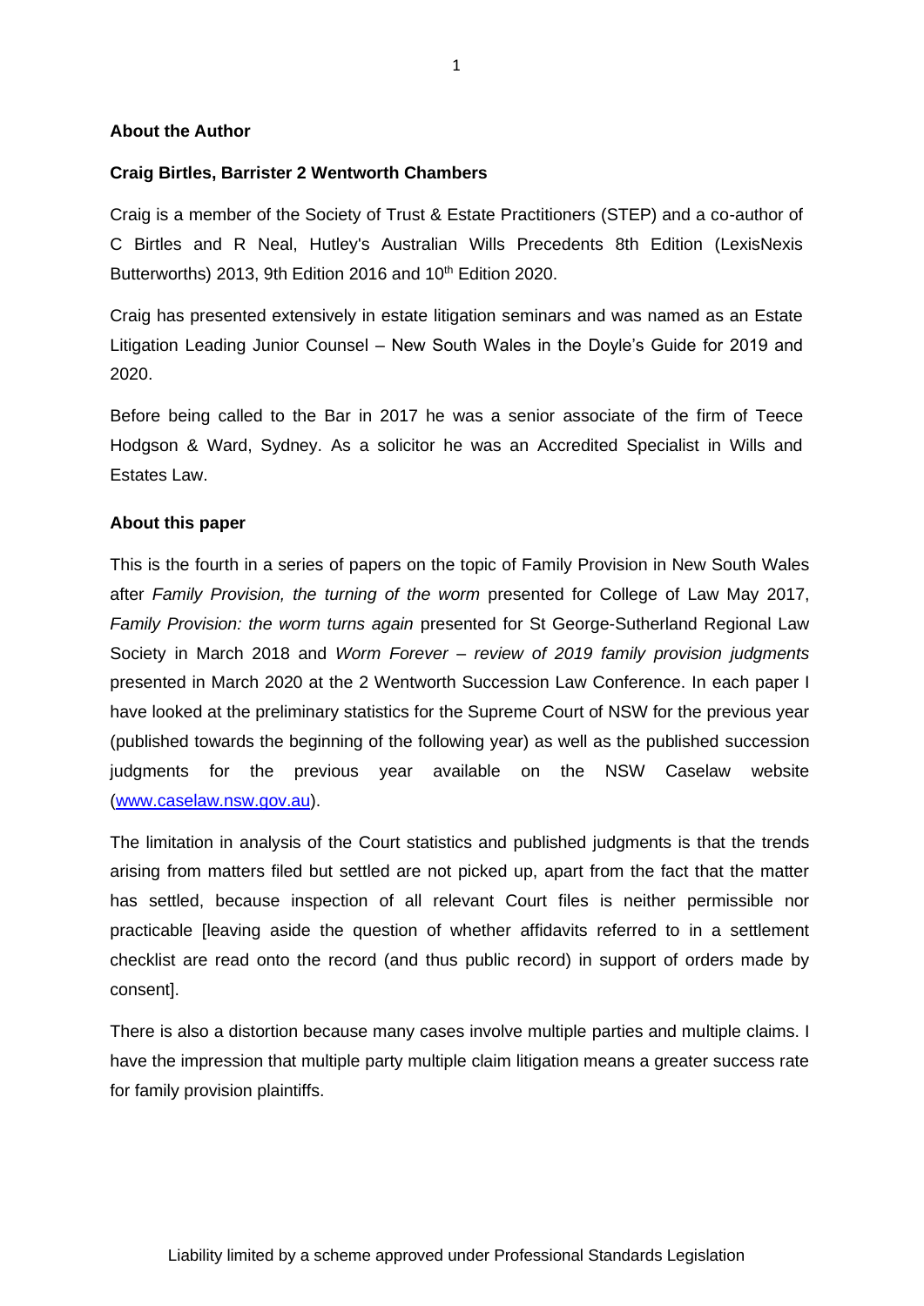**About the Author**

**Craig Birtles, Barrister 2 Wentworth Chambers**

Craig is a member of the Society of Trust & Estate Practitioners (STEP) and a co-author of C Birtles and R Neal, Hutley's Australian Wills Precedents 8th Edition (LexisNexis Butterworths) 2013, 9th Edition 2016 and 10th Edition 2020.

Craig has presented extensively in estate litigation seminars and was named as an Estate Litigation Leading Junior Counsel – New South Wales in the Doyle's Guide for 2019 and 2020.

Before being called to the Bar in 2017 he was a senior associate of the firm of Teece Hodgson & Ward, Sydney. As a solicitor he was an Accredited Specialist in Wills and Estates Law.

**About this paper**

This is the fourth in a series of papers on the topic of Family Provision in New South Wales after *Family Provision, the turning of the worm* presented for College of Law May 2017, *Family Provision: the worm turns again* presented for St George-Sutherland Regional Law Society in March 2018 and *Worm Forever – review of 2019 family provision judgments* presented in March 2020 at the 2 Wentworth Succession Law Conference. In each paper I have looked at the preliminary statistics for the Supreme Court of NSW for the previous year (published towards the beginning of the following year) as well as the published succession judgments for the previous year available on the NSW Caselaw website (www.caselaw.nsw.gov.au).

The limitation in analysis of the Court statistics and published judgments is that the trends arising from matters filed but settled are not picked up, apart from the fact that the matter has settled, because inspection of all relevant Court files is neither permissible nor practicable [leaving aside the question of whether affidavits referred to in a settlement checklist are read onto the record (and thus public record) in support of orders made by consent].

There is also a distortion because many cases involve multiple parties and multiple claims. I have the impression that multiple party multiple claim litigation means a greater success rate for family provision plaintiffs.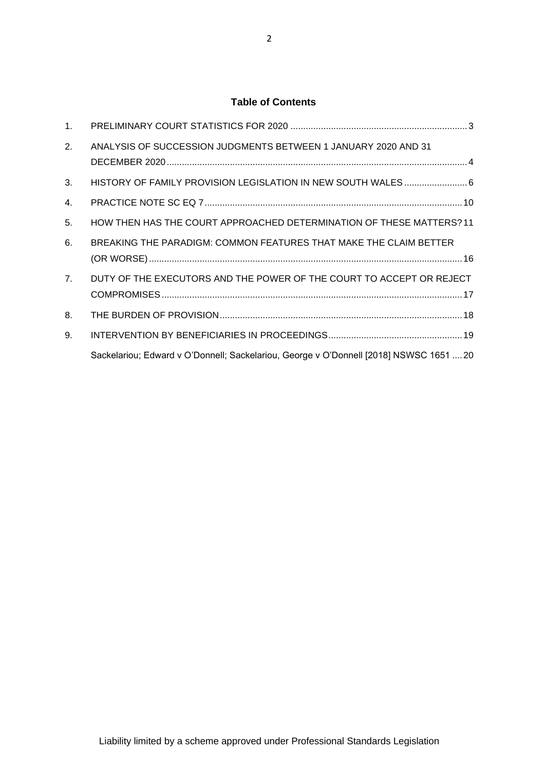**Table of Contents**

1. PRELIMINARY COURT STATISTICS FOR 2020 ..................................................................... 3
2. ANALYSIS OF SUCCESSION JUDGMENTS BETWEEN 1 JANUARY 2020 AND 31 DECEMBER 2020 ..................................................................................................................... 4
3. HISTORY OF FAMILY PROVISION LEGISLATION IN NEW SOUTH WALES ......................... 6
4. PRACTICE NOTE SC EQ 7 .................................................................................................. 10
5. HOW THEN HAS THE COURT APPROACHED DETERMINATION OF THESE MATTERS? 11
6. BREAKING THE PARADIGM: COMMON FEATURES THAT MAKE THE CLAIM BETTER (OR WORSE) ........................................................................................................................ 16
7. DUTY OF THE EXECUTORS AND THE POWER OF THE COURT TO ACCEPT OR REJECT COMPROMISES ................................................................................................................... 17
8. THE BURDEN OF PROVISION ............................................................................................. 18
9. INTERVENTION BY BENEFICIARIES IN PROCEEDINGS .................................................... 19

Sackelariou; Edward v O'Donnell; Sackelariou, George v O'Donnell [2018] NSWSC 1651 .... 20

Liability limited by a scheme approved under Professional Standards Legislation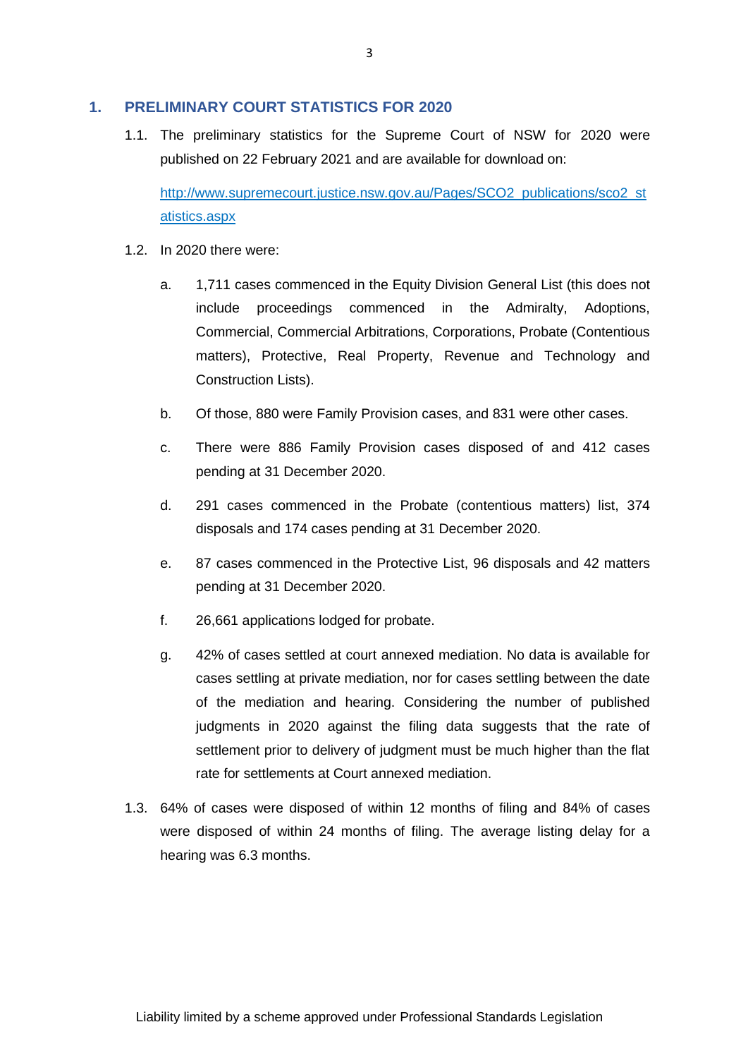## 1. PRELIMINARY COURT STATISTICS FOR 2020

1.1. The preliminary statistics for the Supreme Court of NSW for 2020 were published on 22 February 2021 and are available for download on:

[http://www.supremecourt.justice.nsw.gov.au/Pages/SCO2_publications/sco2_statistics.aspx](http://www.supremecourt.justice.nsw.gov.au/Pages/SCO2_publications/sco2_statistics.aspx)

1.2. In 2020 there were:

a. 1,711 cases commenced in the Equity Division General List (this does not include proceedings commenced in the Admiralty, Adoptions, Commercial, Commercial Arbitrations, Corporations, Probate (Contentious matters), Protective, Real Property, Revenue and Technology and Construction Lists).

b. Of those, 880 were Family Provision cases, and 831 were other cases.

c. There were 886 Family Provision cases disposed of and 412 cases pending at 31 December 2020.

d. 291 cases commenced in the Probate (contentious matters) list, 374 disposals and 174 cases pending at 31 December 2020.

e. 87 cases commenced in the Protective List, 96 disposals and 42 matters pending at 31 December 2020.

f. 26,661 applications lodged for probate.

g. 42% of cases settled at court annexed mediation. No data is available for cases settling at private mediation, nor for cases settling between the date of the mediation and hearing. Considering the number of published judgments in 2020 against the filing data suggests that the rate of settlement prior to delivery of judgment must be much higher than the flat rate for settlements at Court annexed mediation.

1.3. 64% of cases were disposed of within 12 months of filing and 84% of cases were disposed of within 24 months of filing. The average listing delay for a hearing was 6.3 months.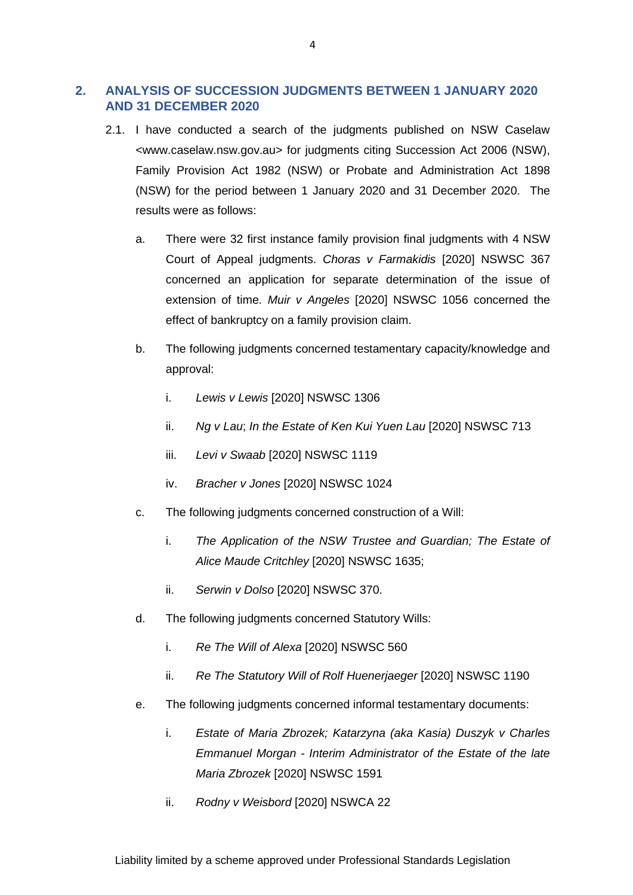## 2. ANALYSIS OF SUCCESSION JUDGMENTS BETWEEN 1 JANUARY 2020 AND 31 DECEMBER 2020

2.1. I have conducted a search of the judgments published on NSW Caselaw <www.caselaw.nsw.gov.au> for judgments citing Succession Act 2006 (NSW), Family Provision Act 1982 (NSW) or Probate and Administration Act 1898 (NSW) for the period between 1 January 2020 and 31 December 2020. The results were as follows:

a. There were 32 first instance family provision final judgments with 4 NSW Court of Appeal judgments. *Choras v Farmakidis* [2020] NSWSC 367 concerned an application for separate determination of the issue of extension of time. *Muir v Angeles* [2020] NSWSC 1056 concerned the effect of bankruptcy on a family provision claim.

b. The following judgments concerned testamentary capacity/knowledge and approval:

   i. *Lewis v Lewis* [2020] NSWSC 1306

   ii. *Ng v Lau*; *In the Estate of Ken Kui Yuen Lau* [2020] NSWSC 713

   iii. *Levi v Swaab* [2020] NSWSC 1119

   iv. *Bracher v Jones* [2020] NSWSC 1024

c. The following judgments concerned construction of a Will:

   i. *The Application of the NSW Trustee and Guardian; The Estate of Alice Maude Critchley* [2020] NSWSC 1635;

   ii. *Serwin v Dolso* [2020] NSWSC 370.

d. The following judgments concerned Statutory Wills:

   i. *Re The Will of Alexa* [2020] NSWSC 560

   ii. *Re The Statutory Will of Rolf Huenerjaeger* [2020] NSWSC 1190

e. The following judgments concerned informal testamentary documents:

   i. *Estate of Maria Zbrozek; Katarzyna (aka Kasia) Duszyk v Charles Emmanuel Morgan - Interim Administrator of the Estate of the late Maria Zbrozek* [2020] NSWSC 1591

   ii. *Rodny v Weisbord* [2020] NSWCA 22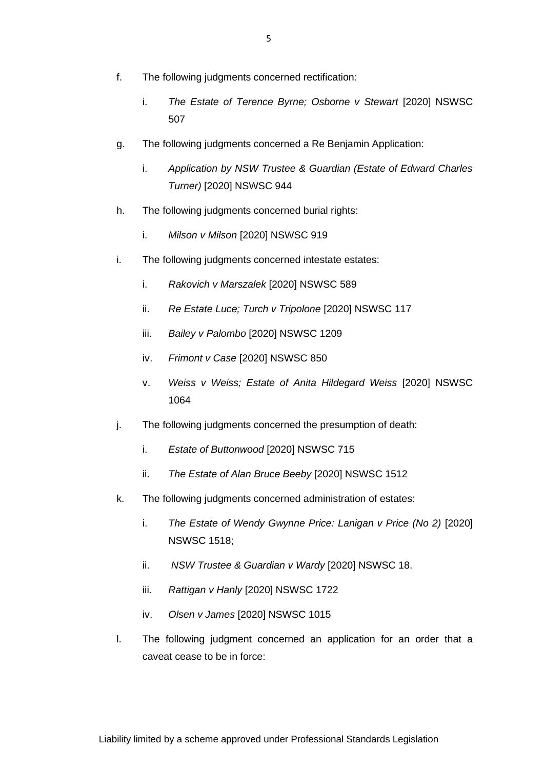f. The following judgments concerned rectification:

   i. *The Estate of Terence Byrne; Osborne v Stewart* [2020] NSWSC 507

g. The following judgments concerned a Re Benjamin Application:

   i. *Application by NSW Trustee & Guardian (Estate of Edward Charles Turner)* [2020] NSWSC 944

h. The following judgments concerned burial rights:

   i. *Milson v Milson* [2020] NSWSC 919

i. The following judgments concerned intestate estates:

   i. *Rakovich v Marszalek* [2020] NSWSC 589

   ii. *Re Estate Luce; Turch v Tripolone* [2020] NSWSC 117

   iii. *Bailey v Palombo* [2020] NSWSC 1209

   iv. *Frimont v Case* [2020] NSWSC 850

   v. *Weiss v Weiss; Estate of Anita Hildegard Weiss* [2020] NSWSC 1064

j. The following judgments concerned the presumption of death:

   i. *Estate of Buttonwood* [2020] NSWSC 715

   ii. *The Estate of Alan Bruce Beeby* [2020] NSWSC 1512

k. The following judgments concerned administration of estates:

   i. *The Estate of Wendy Gwynne Price: Lanigan v Price (No 2)* [2020] NSWSC 1518;

   ii. *NSW Trustee & Guardian v Wardy* [2020] NSWSC 18.

   iii. *Rattigan v Hanly* [2020] NSWSC 1722

   iv. *Olsen v James* [2020] NSWSC 1015

l. The following judgment concerned an application for an order that a caveat cease to be in force: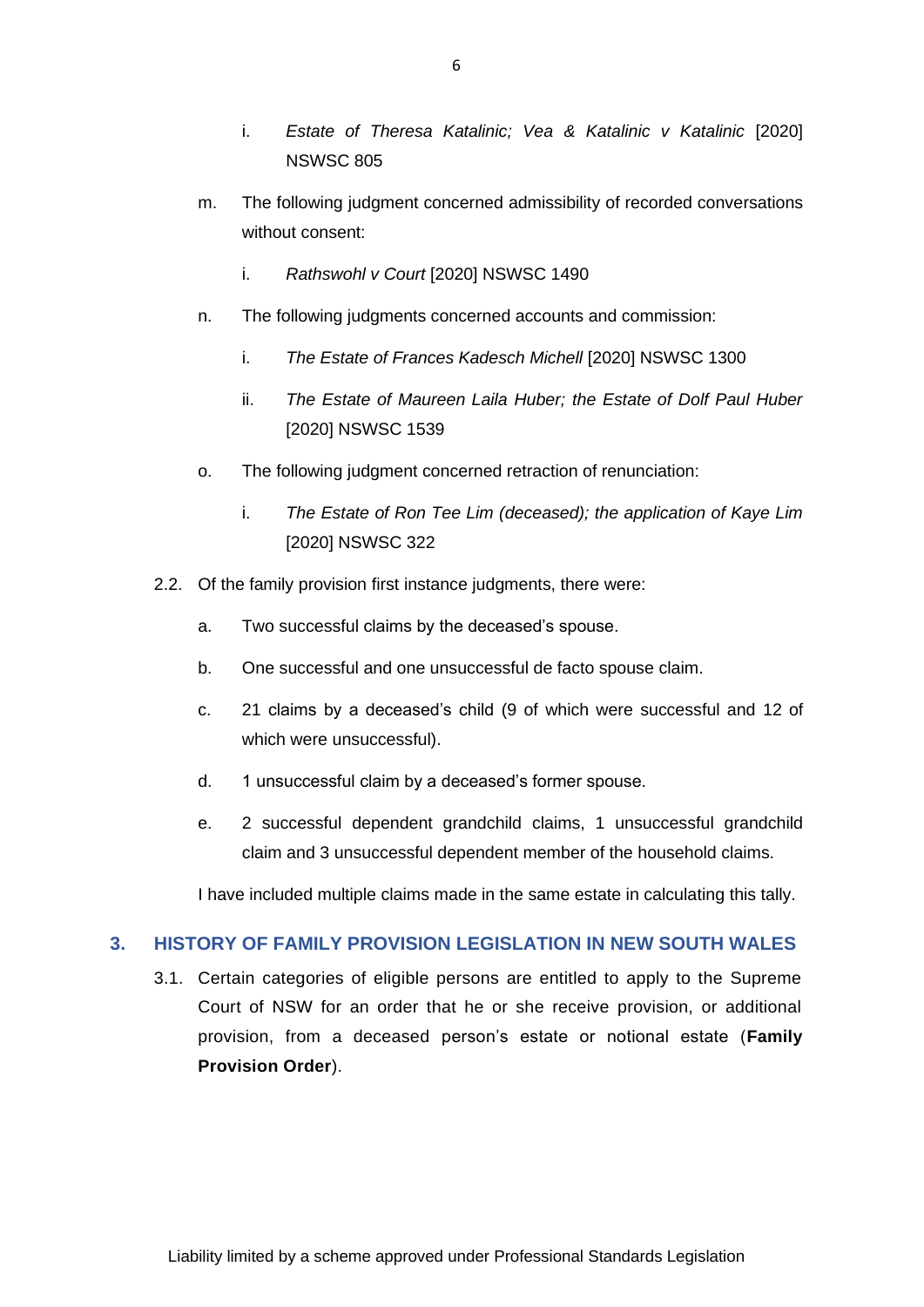i. *Estate of Theresa Katalinic; Vea & Katalinic v Katalinic* [2020] NSWSC 805

m. The following judgment concerned admissibility of recorded conversations without consent:

   i. *Rathswohl v Court* [2020] NSWSC 1490

n. The following judgments concerned accounts and commission:

   i. *The Estate of Frances Kadesch Michell* [2020] NSWSC 1300

   ii. *The Estate of Maureen Laila Huber; the Estate of Dolf Paul Huber* [2020] NSWSC 1539

o. The following judgment concerned retraction of renunciation:

   i. *The Estate of Ron Tee Lim (deceased); the application of Kaye Lim* [2020] NSWSC 322

2.2. Of the family provision first instance judgments, there were:

a. Two successful claims by the deceased's spouse.

b. One successful and one unsuccessful de facto spouse claim.

c. 21 claims by a deceased's child (9 of which were successful and 12 of which were unsuccessful).

d. 1 unsuccessful claim by a deceased's former spouse.

e. 2 successful dependent grandchild claims, 1 unsuccessful grandchild claim and 3 unsuccessful dependent member of the household claims.

I have included multiple claims made in the same estate in calculating this tally.

## 3. HISTORY OF FAMILY PROVISION LEGISLATION IN NEW SOUTH WALES

3.1. Certain categories of eligible persons are entitled to apply to the Supreme Court of NSW for an order that he or she receive provision, or additional provision, from a deceased person's estate or notional estate (**Family Provision Order**).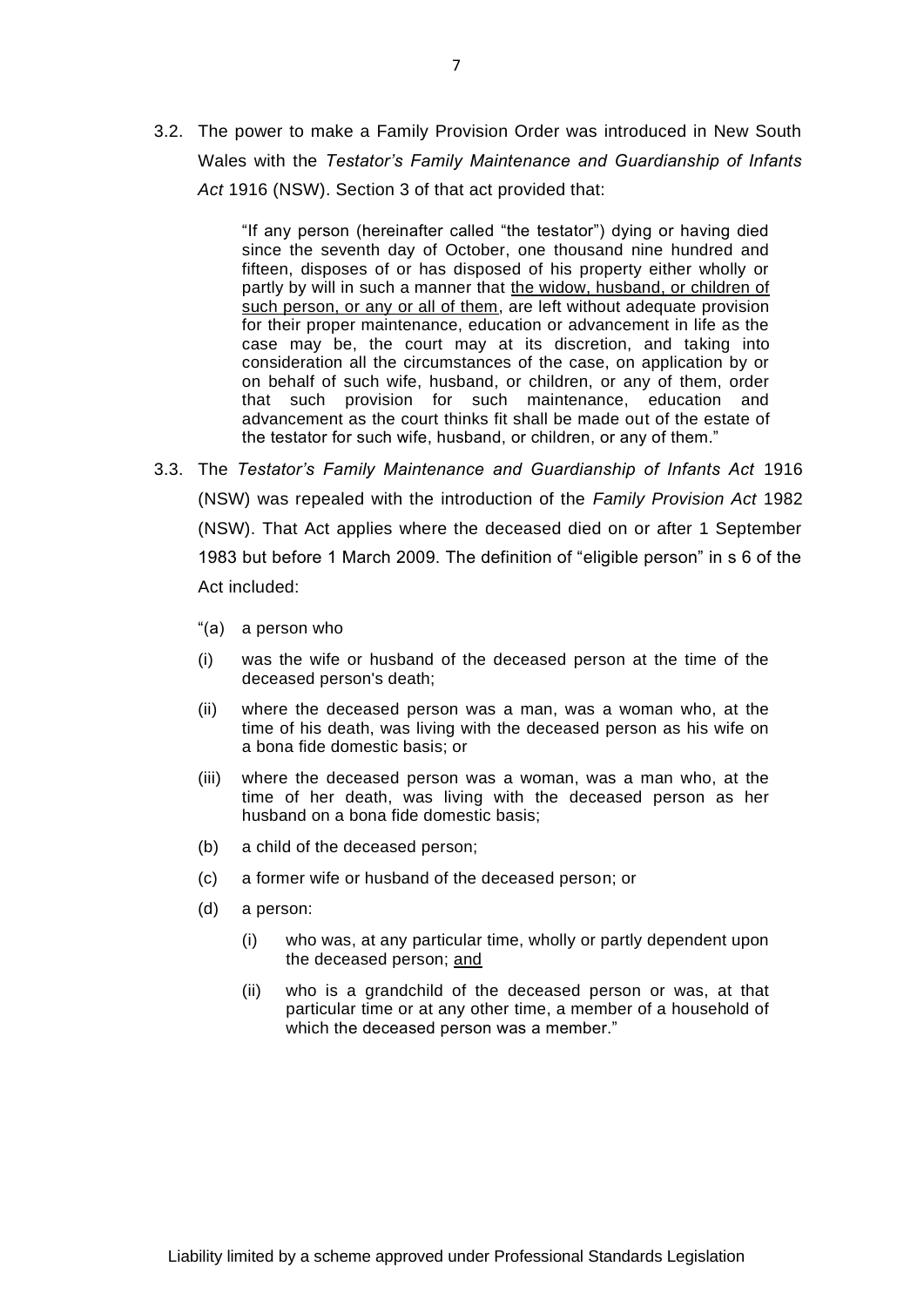3.2. The power to make a Family Provision Order was introduced in New South Wales with the *Testator's Family Maintenance and Guardianship of Infants Act* 1916 (NSW). Section 3 of that act provided that:

> "If any person (hereinafter called "the testator") dying or having died since the seventh day of October, one thousand nine hundred and fifteen, disposes of or has disposed of his property either wholly or partly by will in such a manner that <u>the widow, husband, or children of such person, or any or all of them</u>, are left without adequate provision for their proper maintenance, education or advancement in life as the case may be, the court may at its discretion, and taking into consideration all the circumstances of the case, on application by or on behalf of such wife, husband, or children, or any of them, order that such provision for such maintenance, education and advancement as the court thinks fit shall be made out of the estate of the testator for such wife, husband, or children, or any of them."

3.3. The *Testator's Family Maintenance and Guardianship of Infants Act* 1916 (NSW) was repealed with the introduction of the *Family Provision Act* 1982 (NSW). That Act applies where the deceased died on or after 1 September 1983 but before 1 March 2009. The definition of "eligible person" in s 6 of the Act included:

> "(a) a person who
>
> (i) was the wife or husband of the deceased person at the time of the deceased person's death;
>
> (ii) where the deceased person was a man, was a woman who, at the time of his death, was living with the deceased person as his wife on a bona fide domestic basis; or
>
> (iii) where the deceased person was a woman, was a man who, at the time of her death, was living with the deceased person as her husband on a bona fide domestic basis;
>
> (b) a child of the deceased person;
>
> (c) a former wife or husband of the deceased person; or
>
> (d) a person:
>
> (i) who was, at any particular time, wholly or partly dependent upon the deceased person; <u>and</u>
>
> (ii) who is a grandchild of the deceased person or was, at that particular time or at any other time, a member of a household of which the deceased person was a member."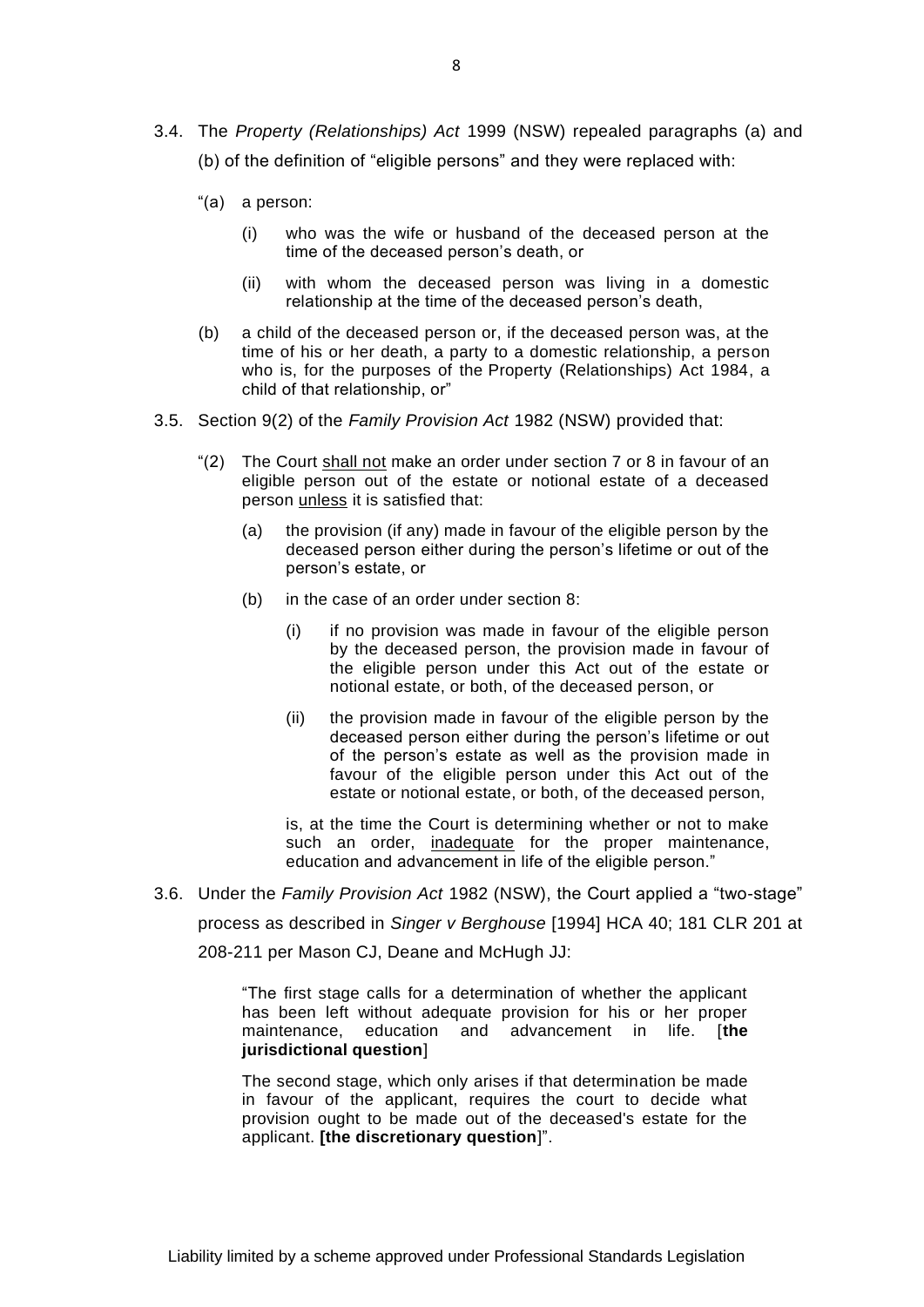3.4. The *Property (Relationships) Act* 1999 (NSW) repealed paragraphs (a) and (b) of the definition of "eligible persons" and they were replaced with:

> "(a) a person:
>
> (i) who was the wife or husband of the deceased person at the time of the deceased person's death, or
>
> (ii) with whom the deceased person was living in a domestic relationship at the time of the deceased person's death,
>
> (b) a child of the deceased person or, if the deceased person was, at the time of his or her death, a party to a domestic relationship, a person who is, for the purposes of the Property (Relationships) Act 1984, a child of that relationship, or"

3.5. Section 9(2) of the *Family Provision Act* 1982 (NSW) provided that:

> "(2) The Court <u>shall not</u> make an order under section 7 or 8 in favour of an eligible person out of the estate or notional estate of a deceased person <u>unless</u> it is satisfied that:
>
> (a) the provision (if any) made in favour of the eligible person by the deceased person either during the person's lifetime or out of the person's estate, or
>
> (b) in the case of an order under section 8:
>
> (i) if no provision was made in favour of the eligible person by the deceased person, the provision made in favour of the eligible person under this Act out of the estate or notional estate, or both, of the deceased person, or
>
> (ii) the provision made in favour of the eligible person by the deceased person either during the person's lifetime or out of the person's estate as well as the provision made in favour of the eligible person under this Act out of the estate or notional estate, or both, of the deceased person,
>
> is, at the time the Court is determining whether or not to make such an order, <u>inadequate</u> for the proper maintenance, education and advancement in life of the eligible person."

3.6. Under the *Family Provision Act* 1982 (NSW), the Court applied a "two-stage" process as described in *Singer v Berghouse* [1994] HCA 40; 181 CLR 201 at 208-211 per Mason CJ, Deane and McHugh JJ:

> "The first stage calls for a determination of whether the applicant has been left without adequate provision for his or her proper maintenance, education and advancement in life. [**the jurisdictional question**]
>
> The second stage, which only arises if that determination be made in favour of the applicant, requires the court to decide what provision ought to be made out of the deceased's estate for the applicant. **[the discretionary question**]".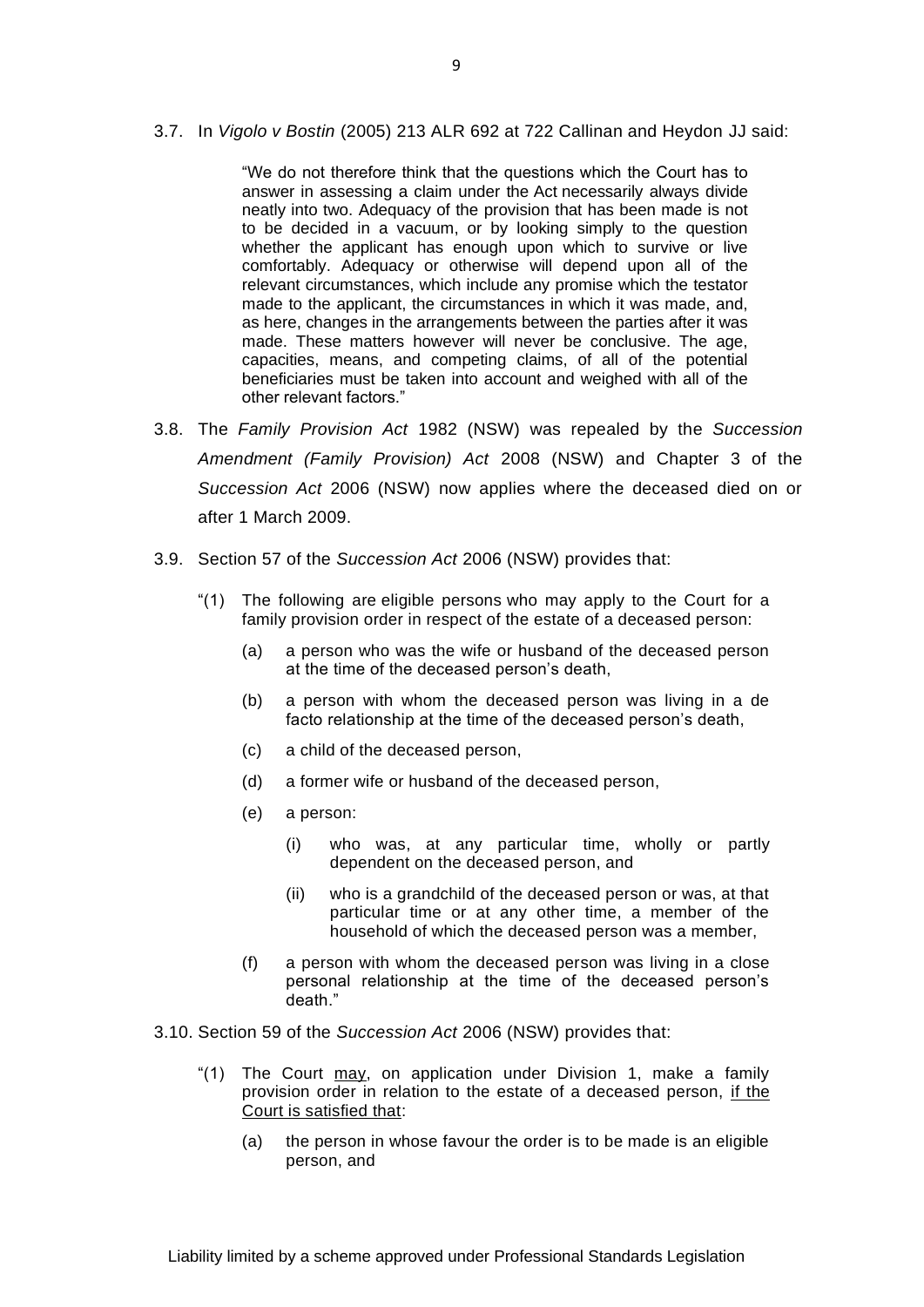3.7. In *Vigolo v Bostin* (2005) 213 ALR 692 at 722 Callinan and Heydon JJ said:

> "We do not therefore think that the questions which the Court has to answer in assessing a claim under the Act necessarily always divide neatly into two. Adequacy of the provision that has been made is not to be decided in a vacuum, or by looking simply to the question whether the applicant has enough upon which to survive or live comfortably. Adequacy or otherwise will depend upon all of the relevant circumstances, which include any promise which the testator made to the applicant, the circumstances in which it was made, and, as here, changes in the arrangements between the parties after it was made. These matters however will never be conclusive. The age, capacities, means, and competing claims, of all of the potential beneficiaries must be taken into account and weighed with all of the other relevant factors."

3.8. The *Family Provision Act* 1982 (NSW) was repealed by the *Succession Amendment (Family Provision) Act* 2008 (NSW) and Chapter 3 of the *Succession Act* 2006 (NSW) now applies where the deceased died on or after 1 March 2009.

3.9. Section 57 of the *Succession Act* 2006 (NSW) provides that:

> "(1) The following are eligible persons who may apply to the Court for a family provision order in respect of the estate of a deceased person:
>
> (a) a person who was the wife or husband of the deceased person at the time of the deceased person's death,
>
> (b) a person with whom the deceased person was living in a de facto relationship at the time of the deceased person's death,
>
> (c) a child of the deceased person,
>
> (d) a former wife or husband of the deceased person,
>
> (e) a person:
>
> (i) who was, at any particular time, wholly or partly dependent on the deceased person, and
>
> (ii) who is a grandchild of the deceased person or was, at that particular time or at any other time, a member of the household of which the deceased person was a member,
>
> (f) a person with whom the deceased person was living in a close personal relationship at the time of the deceased person's death."

3.10. Section 59 of the *Succession Act* 2006 (NSW) provides that:

> "(1) The Court <u>may</u>, on application under Division 1, make a family provision order in relation to the estate of a deceased person, <u>if the Court is satisfied that</u>:
>
> (a) the person in whose favour the order is to be made is an eligible person, and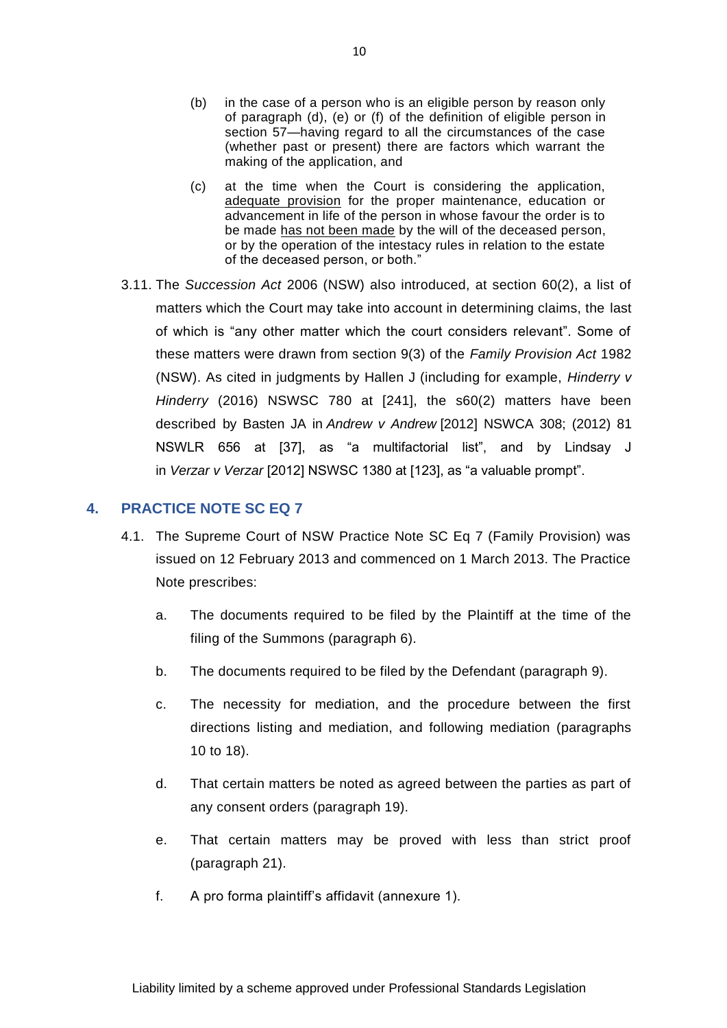(b) in the case of a person who is an eligible person by reason only of paragraph (d), (e) or (f) of the definition of eligible person in section 57—having regard to all the circumstances of the case (whether past or present) there are factors which warrant the making of the application, and

(c) at the time when the Court is considering the application, <u>adequate provision</u> for the proper maintenance, education or advancement in life of the person in whose favour the order is to be made <u>has not been made</u> by the will of the deceased person, or by the operation of the intestacy rules in relation to the estate of the deceased person, or both."

3.11. The *Succession Act* 2006 (NSW) also introduced, at section 60(2), a list of matters which the Court may take into account in determining claims, the last of which is "any other matter which the court considers relevant". Some of these matters were drawn from section 9(3) of the *Family Provision Act* 1982 (NSW). As cited in judgments by Hallen J (including for example, *Hinderry v Hinderry* (2016) NSWSC 780 at [241], the s60(2) matters have been described by Basten JA in *Andrew v Andrew* [2012] NSWCA 308; (2012) 81 NSWLR 656 at [37], as "a multifactorial list", and by Lindsay J in *Verzar v Verzar* [2012] NSWSC 1380 at [123], as "a valuable prompt".

## 4. PRACTICE NOTE SC EQ 7

4.1. The Supreme Court of NSW Practice Note SC Eq 7 (Family Provision) was issued on 12 February 2013 and commenced on 1 March 2013. The Practice Note prescribes:

a. The documents required to be filed by the Plaintiff at the time of the filing of the Summons (paragraph 6).

b. The documents required to be filed by the Defendant (paragraph 9).

c. The necessity for mediation, and the procedure between the first directions listing and mediation, and following mediation (paragraphs 10 to 18).

d. That certain matters be noted as agreed between the parties as part of any consent orders (paragraph 19).

e. That certain matters may be proved with less than strict proof (paragraph 21).

f. A pro forma plaintiff's affidavit (annexure 1).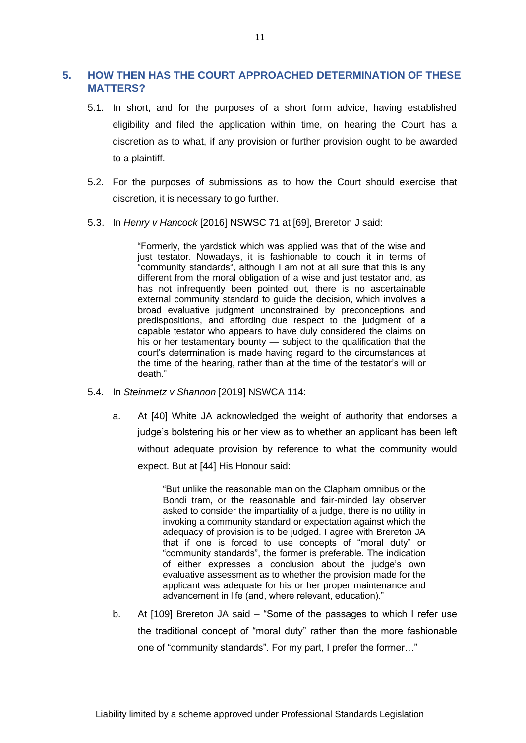## 5. HOW THEN HAS THE COURT APPROACHED DETERMINATION OF THESE MATTERS?

5.1. In short, and for the purposes of a short form advice, having established eligibility and filed the application within time, on hearing the Court has a discretion as to what, if any provision or further provision ought to be awarded to a plaintiff.

5.2. For the purposes of submissions as to how the Court should exercise that discretion, it is necessary to go further.

5.3. In *Henry v Hancock* [2016] NSWSC 71 at [69], Brereton J said:

> "Formerly, the yardstick which was applied was that of the wise and just testator. Nowadays, it is fashionable to couch it in terms of "community standards", although I am not at all sure that this is any different from the moral obligation of a wise and just testator and, as has not infrequently been pointed out, there is no ascertainable external community standard to guide the decision, which involves a broad evaluative judgment unconstrained by preconceptions and predispositions, and affording due respect to the judgment of a capable testator who appears to have duly considered the claims on his or her testamentary bounty — subject to the qualification that the court's determination is made having regard to the circumstances at the time of the hearing, rather than at the time of the testator's will or death."

5.4. In *Steinmetz v Shannon* [2019] NSWCA 114:

a. At [40] White JA acknowledged the weight of authority that endorses a judge's bolstering his or her view as to whether an applicant has been left without adequate provision by reference to what the community would expect. But at [44] His Honour said:

> "But unlike the reasonable man on the Clapham omnibus or the Bondi tram, or the reasonable and fair-minded lay observer asked to consider the impartiality of a judge, there is no utility in invoking a community standard or expectation against which the adequacy of provision is to be judged. I agree with Brereton JA that if one is forced to use concepts of "moral duty" or "community standards", the former is preferable. The indication of either expresses a conclusion about the judge's own evaluative assessment as to whether the provision made for the applicant was adequate for his or her proper maintenance and advancement in life (and, where relevant, education)."

b. At [109] Brereton JA said – "Some of the passages to which I refer use the traditional concept of "moral duty" rather than the more fashionable one of "community standards". For my part, I prefer the former…"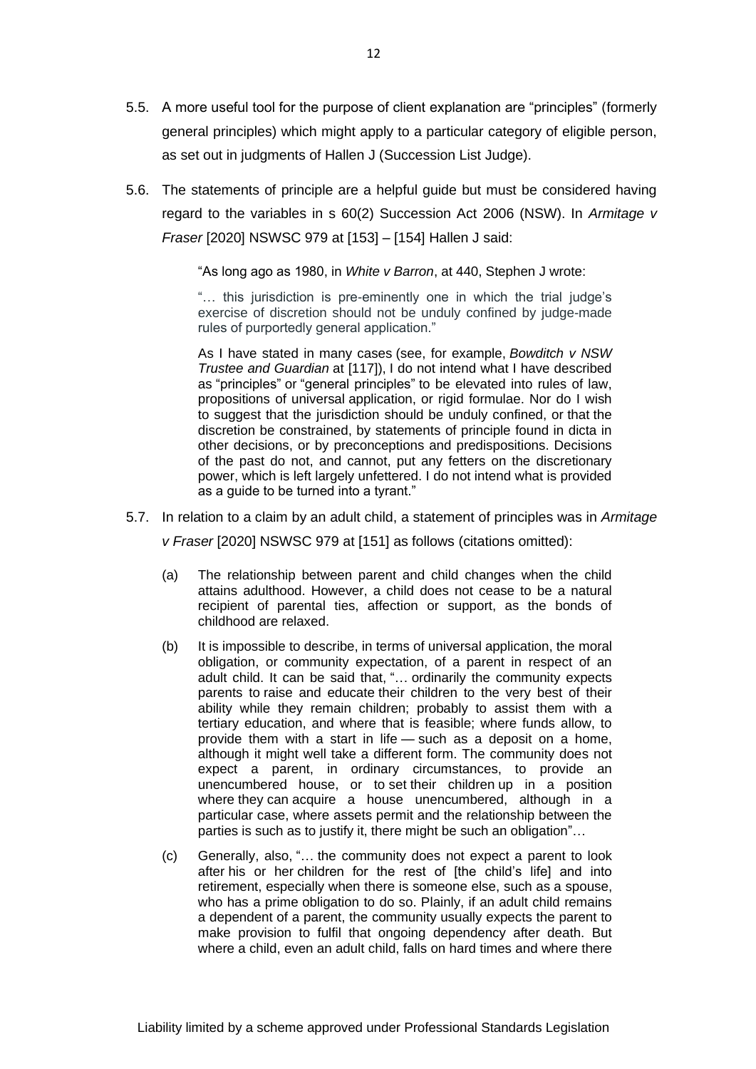5.5. A more useful tool for the purpose of client explanation are "principles" (formerly general principles) which might apply to a particular category of eligible person, as set out in judgments of Hallen J (Succession List Judge).

5.6. The statements of principle are a helpful guide but must be considered having regard to the variables in s 60(2) Succession Act 2006 (NSW). In *Armitage v Fraser* [2020] NSWSC 979 at [153] – [154] Hallen J said:

> "As long ago as 1980, in *White v Barron*, at 440, Stephen J wrote:
>
> "… this jurisdiction is pre-eminently one in which the trial judge's exercise of discretion should not be unduly confined by judge-made rules of purportedly general application."
>
> As I have stated in many cases (see, for example, *Bowditch v NSW Trustee and Guardian* at [117]), I do not intend what I have described as "principles" or "general principles" to be elevated into rules of law, propositions of universal application, or rigid formulae. Nor do I wish to suggest that the jurisdiction should be unduly confined, or that the discretion be constrained, by statements of principle found in dicta in other decisions, or by preconceptions and predispositions. Decisions of the past do not, and cannot, put any fetters on the discretionary power, which is left largely unfettered. I do not intend what is provided as a guide to be turned into a tyrant."

5.7. In relation to a claim by an adult child, a statement of principles was in *Armitage v Fraser* [2020] NSWSC 979 at [151] as follows (citations omitted):

> (a) The relationship between parent and child changes when the child attains adulthood. However, a child does not cease to be a natural recipient of parental ties, affection or support, as the bonds of childhood are relaxed.
>
> (b) It is impossible to describe, in terms of universal application, the moral obligation, or community expectation, of a parent in respect of an adult child. It can be said that, "… ordinarily the community expects parents to raise and educate their children to the very best of their ability while they remain children; probably to assist them with a tertiary education, and where that is feasible; where funds allow, to provide them with a start in life — such as a deposit on a home, although it might well take a different form. The community does not expect a parent, in ordinary circumstances, to provide an unencumbered house, or to set their children up in a position where they can acquire a house unencumbered, although in a particular case, where assets permit and the relationship between the parties is such as to justify it, there might be such an obligation"…
>
> (c) Generally, also, "… the community does not expect a parent to look after his or her children for the rest of [the child's life] and into retirement, especially when there is someone else, such as a spouse, who has a prime obligation to do so. Plainly, if an adult child remains a dependent of a parent, the community usually expects the parent to make provision to fulfil that ongoing dependency after death. But where a child, even an adult child, falls on hard times and where there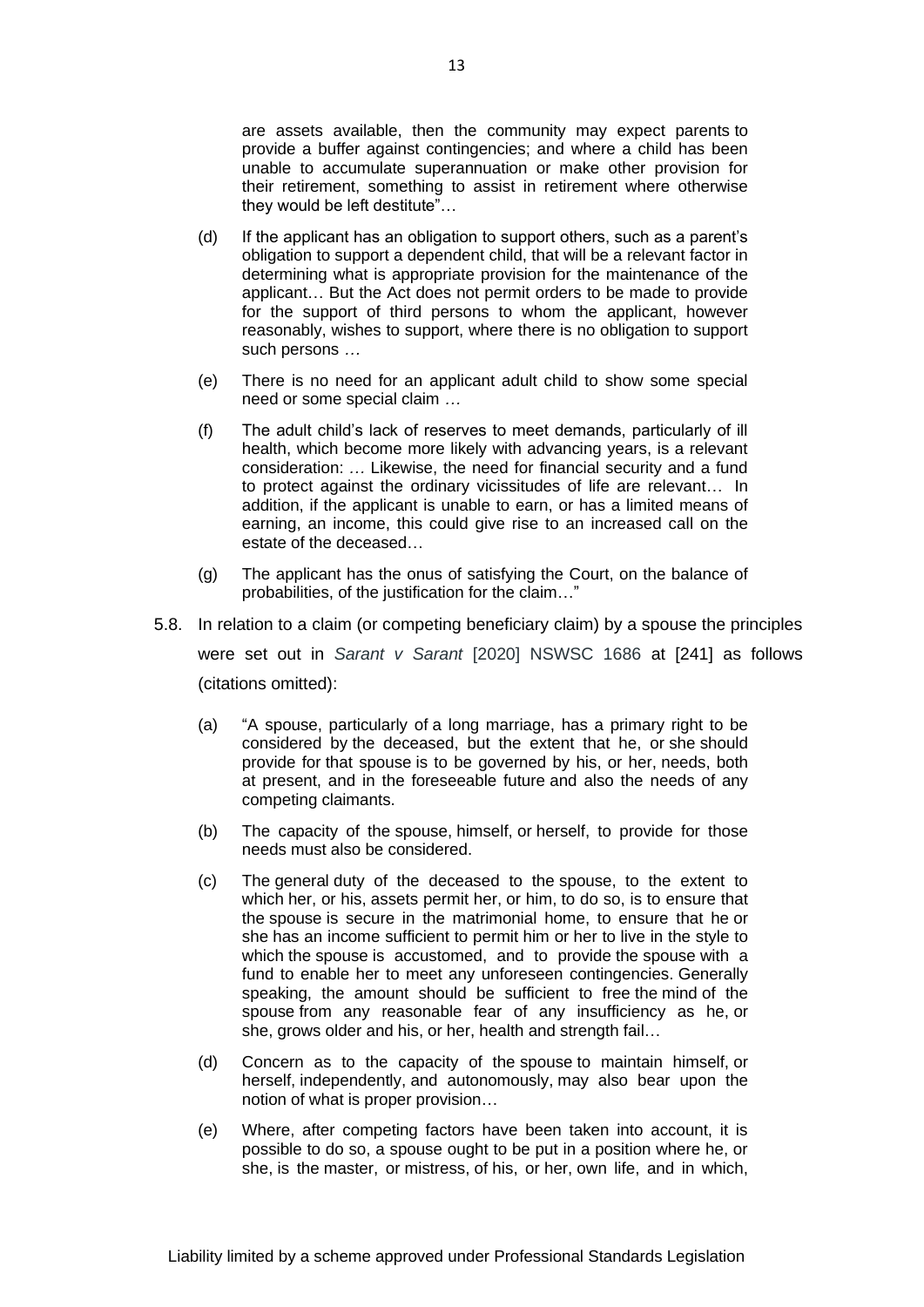are assets available, then the community may expect parents to provide a buffer against contingencies; and where a child has been unable to accumulate superannuation or make other provision for their retirement, something to assist in retirement where otherwise they would be left destitute"…

(d) If the applicant has an obligation to support others, such as a parent's obligation to support a dependent child, that will be a relevant factor in determining what is appropriate provision for the maintenance of the applicant… But the Act does not permit orders to be made to provide for the support of third persons to whom the applicant, however reasonably, wishes to support, where there is no obligation to support such persons …

(e) There is no need for an applicant adult child to show some special need or some special claim …

(f) The adult child's lack of reserves to meet demands, particularly of ill health, which become more likely with advancing years, is a relevant consideration: … Likewise, the need for financial security and a fund to protect against the ordinary vicissitudes of life are relevant… In addition, if the applicant is unable to earn, or has a limited means of earning, an income, this could give rise to an increased call on the estate of the deceased…

(g) The applicant has the onus of satisfying the Court, on the balance of probabilities, of the justification for the claim…"

5.8. In relation to a claim (or competing beneficiary claim) by a spouse the principles were set out in *Sarant v Sarant* [2020] NSWSC 1686 at [241] as follows (citations omitted):

(a) "A spouse, particularly of a long marriage, has a primary right to be considered by the deceased, but the extent that he, or she should provide for that spouse is to be governed by his, or her, needs, both at present, and in the foreseeable future and also the needs of any competing claimants.

(b) The capacity of the spouse, himself, or herself, to provide for those needs must also be considered.

(c) The general duty of the deceased to the spouse, to the extent to which her, or his, assets permit her, or him, to do so, is to ensure that the spouse is secure in the matrimonial home, to ensure that he or she has an income sufficient to permit him or her to live in the style to which the spouse is accustomed, and to provide the spouse with a fund to enable her to meet any unforeseen contingencies. Generally speaking, the amount should be sufficient to free the mind of the spouse from any reasonable fear of any insufficiency as he, or she, grows older and his, or her, health and strength fail…

(d) Concern as to the capacity of the spouse to maintain himself, or herself, independently, and autonomously, may also bear upon the notion of what is proper provision…

(e) Where, after competing factors have been taken into account, it is possible to do so, a spouse ought to be put in a position where he, or she, is the master, or mistress, of his, or her, own life, and in which,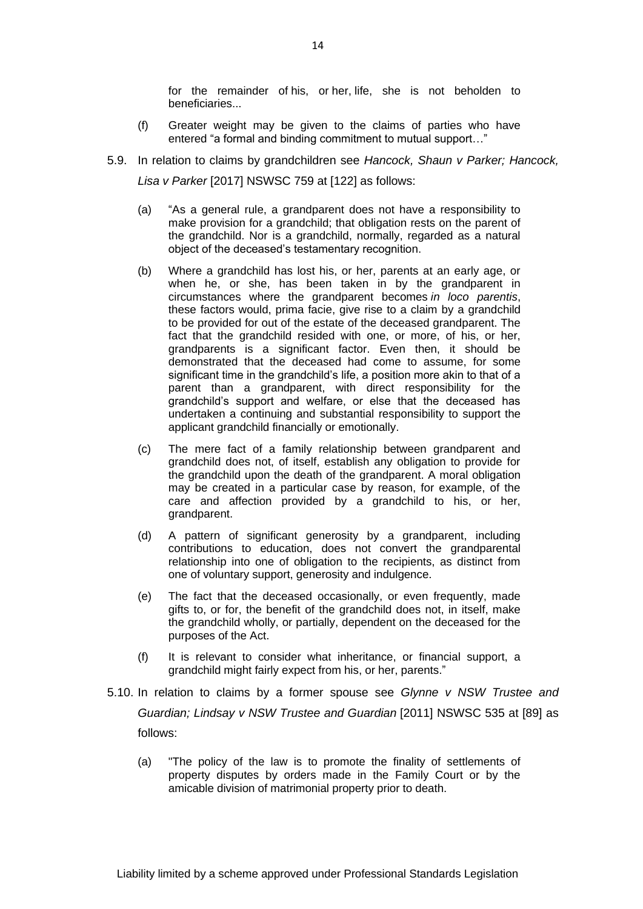for the remainder of his, or her, life, she is not beholden to beneficiaries...

(f) Greater weight may be given to the claims of parties who have entered "a formal and binding commitment to mutual support…"

5.9. In relation to claims by grandchildren see *Hancock, Shaun v Parker; Hancock, Lisa v Parker* [2017] NSWSC 759 at [122] as follows:

(a) "As a general rule, a grandparent does not have a responsibility to make provision for a grandchild; that obligation rests on the parent of the grandchild. Nor is a grandchild, normally, regarded as a natural object of the deceased's testamentary recognition.

(b) Where a grandchild has lost his, or her, parents at an early age, or when he, or she, has been taken in by the grandparent in circumstances where the grandparent becomes *in loco parentis*, these factors would, prima facie, give rise to a claim by a grandchild to be provided for out of the estate of the deceased grandparent. The fact that the grandchild resided with one, or more, of his, or her, grandparents is a significant factor. Even then, it should be demonstrated that the deceased had come to assume, for some significant time in the grandchild's life, a position more akin to that of a parent than a grandparent, with direct responsibility for the grandchild's support and welfare, or else that the deceased has undertaken a continuing and substantial responsibility to support the applicant grandchild financially or emotionally.

(c) The mere fact of a family relationship between grandparent and grandchild does not, of itself, establish any obligation to provide for the grandchild upon the death of the grandparent. A moral obligation may be created in a particular case by reason, for example, of the care and affection provided by a grandchild to his, or her, grandparent.

(d) A pattern of significant generosity by a grandparent, including contributions to education, does not convert the grandparental relationship into one of obligation to the recipients, as distinct from one of voluntary support, generosity and indulgence.

(e) The fact that the deceased occasionally, or even frequently, made gifts to, or for, the benefit of the grandchild does not, in itself, make the grandchild wholly, or partially, dependent on the deceased for the purposes of the Act.

(f) It is relevant to consider what inheritance, or financial support, a grandchild might fairly expect from his, or her, parents."

5.10. In relation to claims by a former spouse see *Glynne v NSW Trustee and Guardian; Lindsay v NSW Trustee and Guardian* [2011] NSWSC 535 at [89] as follows:

(a) "The policy of the law is to promote the finality of settlements of property disputes by orders made in the Family Court or by the amicable division of matrimonial property prior to death.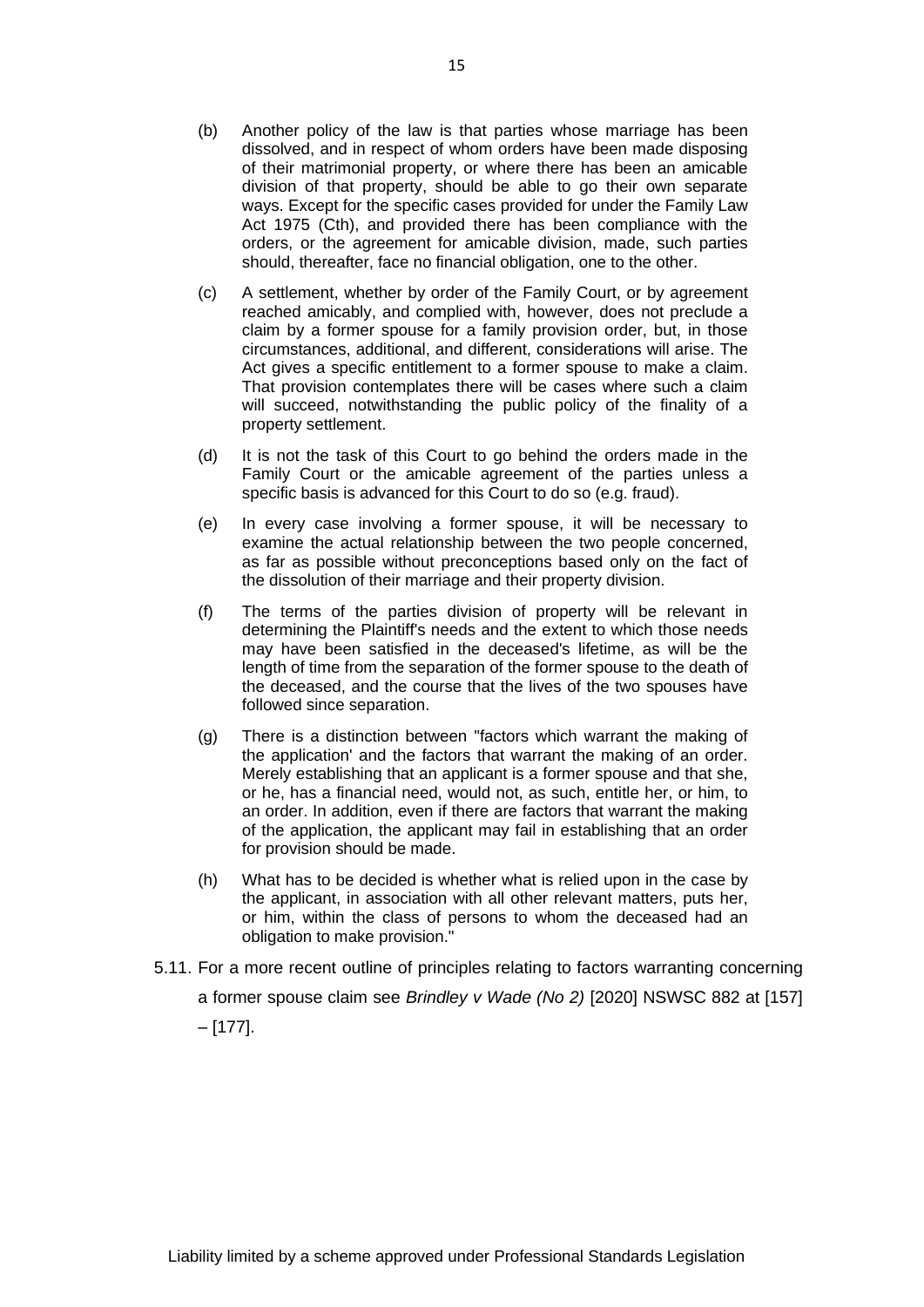(b) Another policy of the law is that parties whose marriage has been dissolved, and in respect of whom orders have been made disposing of their matrimonial property, or where there has been an amicable division of that property, should be able to go their own separate ways. Except for the specific cases provided for under the Family Law Act 1975 (Cth), and provided there has been compliance with the orders, or the agreement for amicable division, made, such parties should, thereafter, face no financial obligation, one to the other.

(c) A settlement, whether by order of the Family Court, or by agreement reached amicably, and complied with, however, does not preclude a claim by a former spouse for a family provision order, but, in those circumstances, additional, and different, considerations will arise. The Act gives a specific entitlement to a former spouse to make a claim. That provision contemplates there will be cases where such a claim will succeed, notwithstanding the public policy of the finality of a property settlement.

(d) It is not the task of this Court to go behind the orders made in the Family Court or the amicable agreement of the parties unless a specific basis is advanced for this Court to do so (e.g. fraud).

(e) In every case involving a former spouse, it will be necessary to examine the actual relationship between the two people concerned, as far as possible without preconceptions based only on the fact of the dissolution of their marriage and their property division.

(f) The terms of the parties division of property will be relevant in determining the Plaintiff's needs and the extent to which those needs may have been satisfied in the deceased's lifetime, as will be the length of time from the separation of the former spouse to the death of the deceased, and the course that the lives of the two spouses have followed since separation.

(g) There is a distinction between "factors which warrant the making of the application' and the factors that warrant the making of an order. Merely establishing that an applicant is a former spouse and that she, or he, has a financial need, would not, as such, entitle her, or him, to an order. In addition, even if there are factors that warrant the making of the application, the applicant may fail in establishing that an order for provision should be made.

(h) What has to be decided is whether what is relied upon in the case by the applicant, in association with all other relevant matters, puts her, or him, within the class of persons to whom the deceased had an obligation to make provision."

5.11. For a more recent outline of principles relating to factors warranting concerning a former spouse claim see *Brindley v Wade (No 2)* [2020] NSWSC 882 at [157] – [177].

Liability limited by a scheme approved under Professional Standards Legislation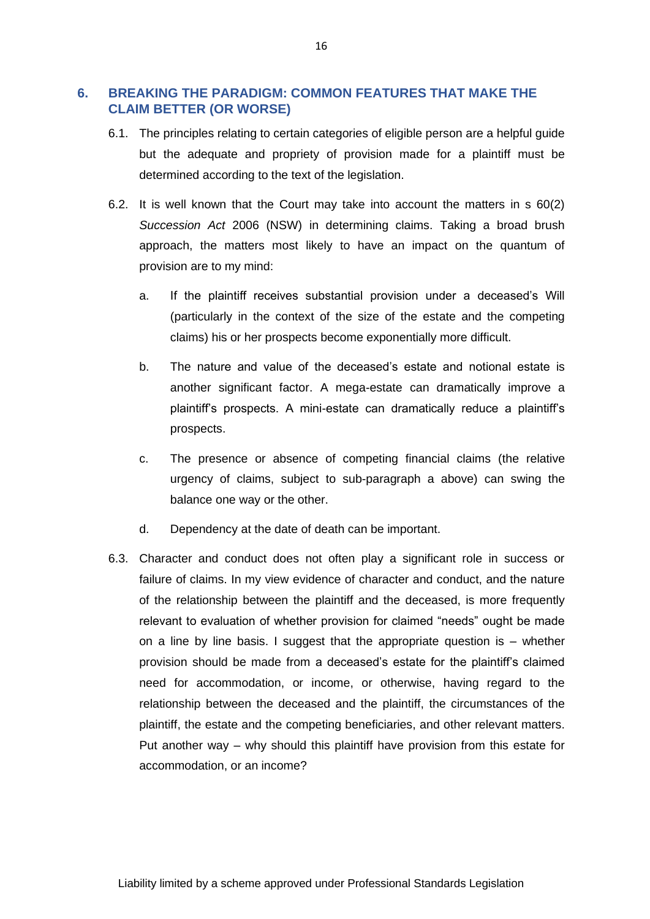## 6. BREAKING THE PARADIGM: COMMON FEATURES THAT MAKE THE CLAIM BETTER (OR WORSE)

6.1. The principles relating to certain categories of eligible person are a helpful guide but the adequate and propriety of provision made for a plaintiff must be determined according to the text of the legislation.

6.2. It is well known that the Court may take into account the matters in s 60(2) *Succession Act* 2006 (NSW) in determining claims. Taking a broad brush approach, the matters most likely to have an impact on the quantum of provision are to my mind:

a. If the plaintiff receives substantial provision under a deceased's Will (particularly in the context of the size of the estate and the competing claims) his or her prospects become exponentially more difficult.

b. The nature and value of the deceased's estate and notional estate is another significant factor. A mega-estate can dramatically improve a plaintiff's prospects. A mini-estate can dramatically reduce a plaintiff's prospects.

c. The presence or absence of competing financial claims (the relative urgency of claims, subject to sub-paragraph a above) can swing the balance one way or the other.

d. Dependency at the date of death can be important.

6.3. Character and conduct does not often play a significant role in success or failure of claims. In my view evidence of character and conduct, and the nature of the relationship between the plaintiff and the deceased, is more frequently relevant to evaluation of whether provision for claimed "needs" ought be made on a line by line basis. I suggest that the appropriate question is – whether provision should be made from a deceased's estate for the plaintiff's claimed need for accommodation, or income, or otherwise, having regard to the relationship between the deceased and the plaintiff, the circumstances of the plaintiff, the estate and the competing beneficiaries, and other relevant matters. Put another way – why should this plaintiff have provision from this estate for accommodation, or an income?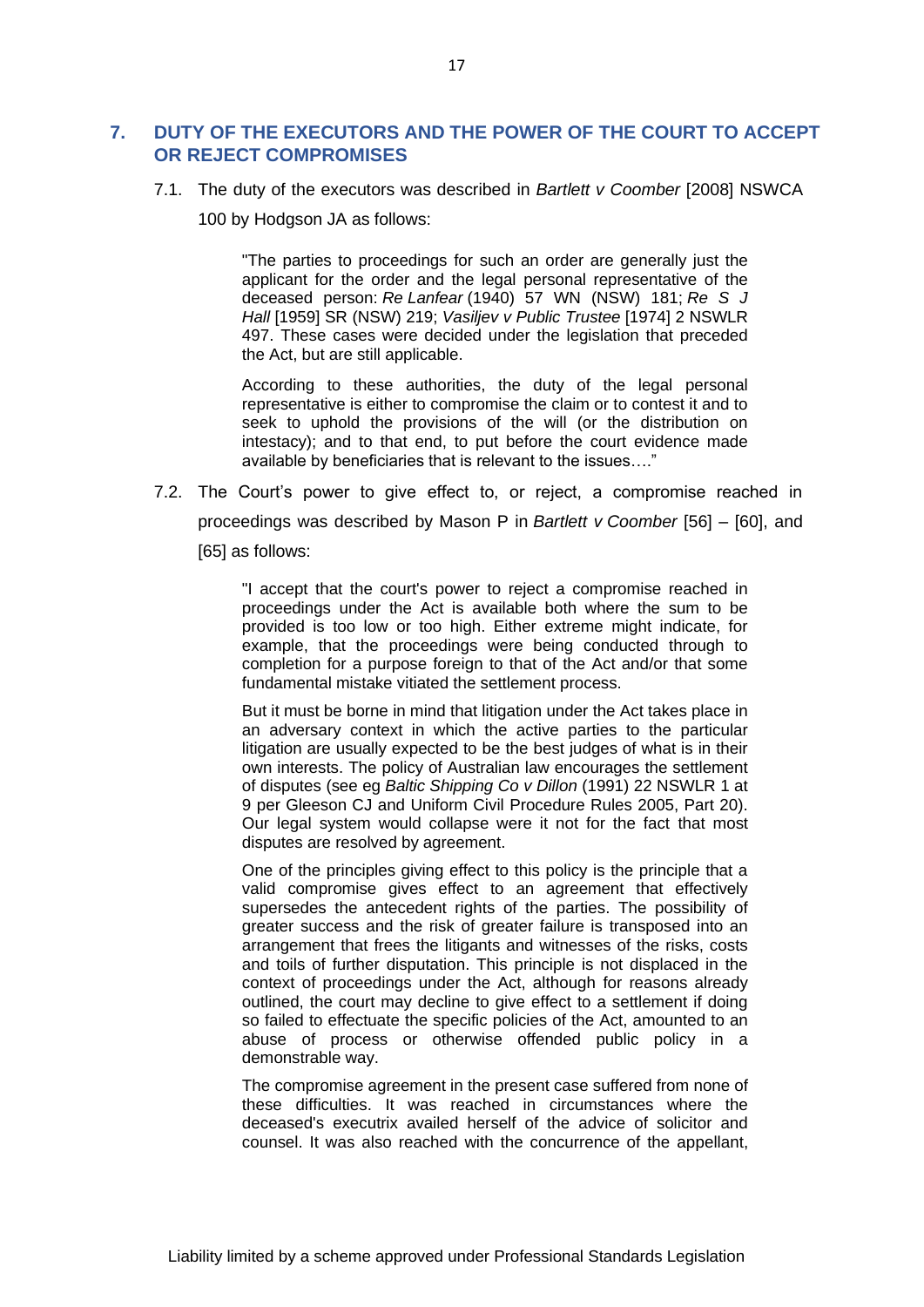## 7. DUTY OF THE EXECUTORS AND THE POWER OF THE COURT TO ACCEPT OR REJECT COMPROMISES

7.1. The duty of the executors was described in *Bartlett v Coomber* [2008] NSWCA 100 by Hodgson JA as follows:

> "The parties to proceedings for such an order are generally just the applicant for the order and the legal personal representative of the deceased person: *Re Lanfear* (1940) 57 WN (NSW) 181; *Re S J Hall* [1959] SR (NSW) 219; *Vasiljev v Public Trustee* [1974] 2 NSWLR 497. These cases were decided under the legislation that preceded the Act, but are still applicable.
>
> According to these authorities, the duty of the legal personal representative is either to compromise the claim or to contest it and to seek to uphold the provisions of the will (or the distribution on intestacy); and to that end, to put before the court evidence made available by beneficiaries that is relevant to the issues…."

7.2. The Court's power to give effect to, or reject, a compromise reached in proceedings was described by Mason P in *Bartlett v Coomber* [56] – [60], and [65] as follows:

> "I accept that the court's power to reject a compromise reached in proceedings under the Act is available both where the sum to be provided is too low or too high. Either extreme might indicate, for example, that the proceedings were being conducted through to completion for a purpose foreign to that of the Act and/or that some fundamental mistake vitiated the settlement process.
>
> But it must be borne in mind that litigation under the Act takes place in an adversary context in which the active parties to the particular litigation are usually expected to be the best judges of what is in their own interests. The policy of Australian law encourages the settlement of disputes (see eg *Baltic Shipping Co v Dillon* (1991) 22 NSWLR 1 at 9 per Gleeson CJ and Uniform Civil Procedure Rules 2005, Part 20). Our legal system would collapse were it not for the fact that most disputes are resolved by agreement.
>
> One of the principles giving effect to this policy is the principle that a valid compromise gives effect to an agreement that effectively supersedes the antecedent rights of the parties. The possibility of greater success and the risk of greater failure is transposed into an arrangement that frees the litigants and witnesses of the risks, costs and toils of further disputation. This principle is not displaced in the context of proceedings under the Act, although for reasons already outlined, the court may decline to give effect to a settlement if doing so failed to effectuate the specific policies of the Act, amounted to an abuse of process or otherwise offended public policy in a demonstrable way.
>
> The compromise agreement in the present case suffered from none of these difficulties. It was reached in circumstances where the deceased's executrix availed herself of the advice of solicitor and counsel. It was also reached with the concurrence of the appellant,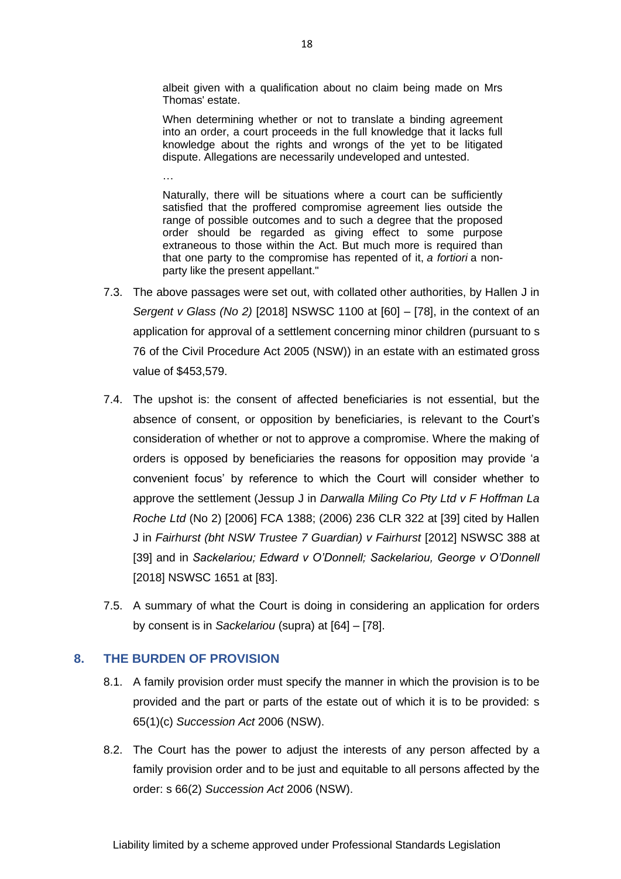> albeit given with a qualification about no claim being made on Mrs Thomas' estate.
>
> When determining whether or not to translate a binding agreement into an order, a court proceeds in the full knowledge that it lacks full knowledge about the rights and wrongs of the yet to be litigated dispute. Allegations are necessarily undeveloped and untested.
>
> …
>
> Naturally, there will be situations where a court can be sufficiently satisfied that the proffered compromise agreement lies outside the range of possible outcomes and to such a degree that the proposed order should be regarded as giving effect to some purpose extraneous to those within the Act. But much more is required than that one party to the compromise has repented of it, *a fortiori* a non-party like the present appellant."

7.3. The above passages were set out, with collated other authorities, by Hallen J in *Sergent v Glass (No 2)* [2018] NSWSC 1100 at [60] – [78], in the context of an application for approval of a settlement concerning minor children (pursuant to s 76 of the Civil Procedure Act 2005 (NSW)) in an estate with an estimated gross value of $453,579.

7.4. The upshot is: the consent of affected beneficiaries is not essential, but the absence of consent, or opposition by beneficiaries, is relevant to the Court's consideration of whether or not to approve a compromise. Where the making of orders is opposed by beneficiaries the reasons for opposition may provide 'a convenient focus' by reference to which the Court will consider whether to approve the settlement (Jessup J in *Darwalla Miling Co Pty Ltd v F Hoffman La Roche Ltd* (No 2) [2006] FCA 1388; (2006) 236 CLR 322 at [39] cited by Hallen J in *Fairhurst (bht NSW Trustee 7 Guardian) v Fairhurst* [2012] NSWSC 388 at [39] and in *Sackelariou; Edward v O'Donnell; Sackelariou, George v O'Donnell* [2018] NSWSC 1651 at [83].

7.5. A summary of what the Court is doing in considering an application for orders by consent is in *Sackelariou* (supra) at [64] – [78].

## 8. THE BURDEN OF PROVISION

8.1. A family provision order must specify the manner in which the provision is to be provided and the part or parts of the estate out of which it is to be provided: s 65(1)(c) *Succession Act* 2006 (NSW).

8.2. The Court has the power to adjust the interests of any person affected by a family provision order and to be just and equitable to all persons affected by the order: s 66(2) *Succession Act* 2006 (NSW).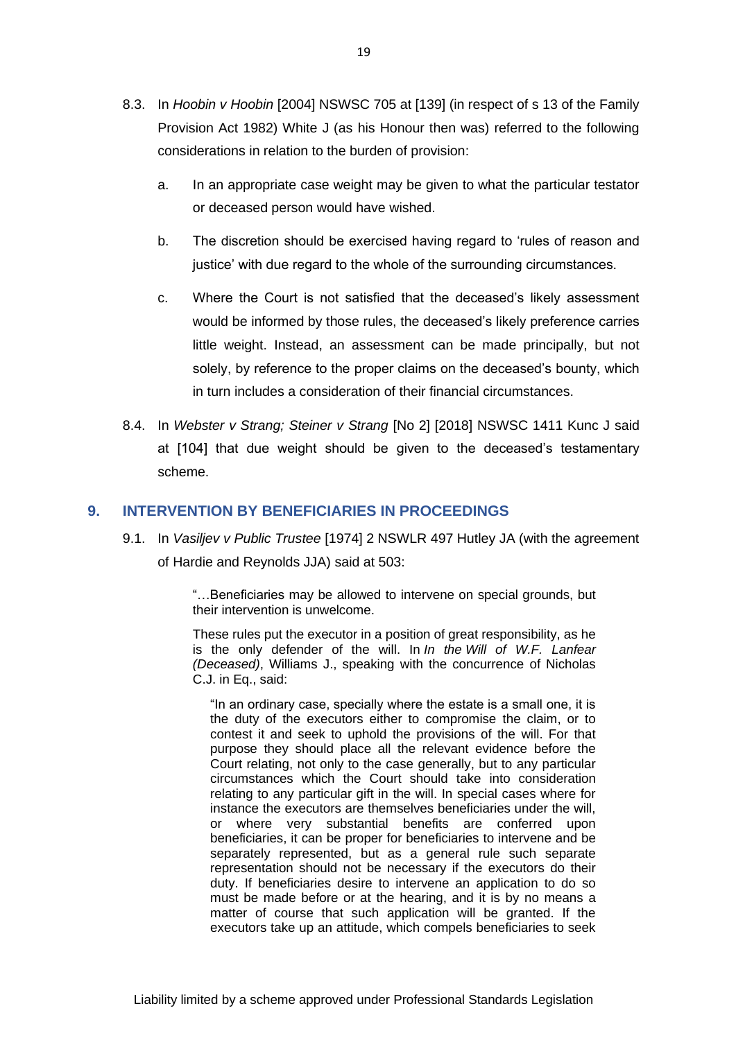8.3. In *Hoobin v Hoobin* [2004] NSWSC 705 at [139] (in respect of s 13 of the Family Provision Act 1982) White J (as his Honour then was) referred to the following considerations in relation to the burden of provision:

   a. In an appropriate case weight may be given to what the particular testator or deceased person would have wished.

   b. The discretion should be exercised having regard to 'rules of reason and justice' with due regard to the whole of the surrounding circumstances.

   c. Where the Court is not satisfied that the deceased's likely assessment would be informed by those rules, the deceased's likely preference carries little weight. Instead, an assessment can be made principally, but not solely, by reference to the proper claims on the deceased's bounty, which in turn includes a consideration of their financial circumstances.

8.4. In *Webster v Strang; Steiner v Strang* [No 2] [2018] NSWSC 1411 Kunc J said at [104] that due weight should be given to the deceased's testamentary scheme.

## 9. INTERVENTION BY BENEFICIARIES IN PROCEEDINGS

9.1. In *Vasiljev v Public Trustee* [1974] 2 NSWLR 497 Hutley JA (with the agreement of Hardie and Reynolds JJA) said at 503:

> "…Beneficiaries may be allowed to intervene on special grounds, but their intervention is unwelcome.
>
> These rules put the executor in a position of great responsibility, as he is the only defender of the will. In *In the Will of W.F. Lanfear (Deceased)*, Williams J., speaking with the concurrence of Nicholas C.J. in Eq., said:
>
> > "In an ordinary case, specially where the estate is a small one, it is the duty of the executors either to compromise the claim, or to contest it and seek to uphold the provisions of the will. For that purpose they should place all the relevant evidence before the Court relating, not only to the case generally, but to any particular circumstances which the Court should take into consideration relating to any particular gift in the will. In special cases where for instance the executors are themselves beneficiaries under the will, or where very substantial benefits are conferred upon beneficiaries, it can be proper for beneficiaries to intervene and be separately represented, but as a general rule such separate representation should not be necessary if the executors do their duty. If beneficiaries desire to intervene an application to do so must be made before or at the hearing, and it is by no means a matter of course that such application will be granted. If the executors take up an attitude, which compels beneficiaries to seek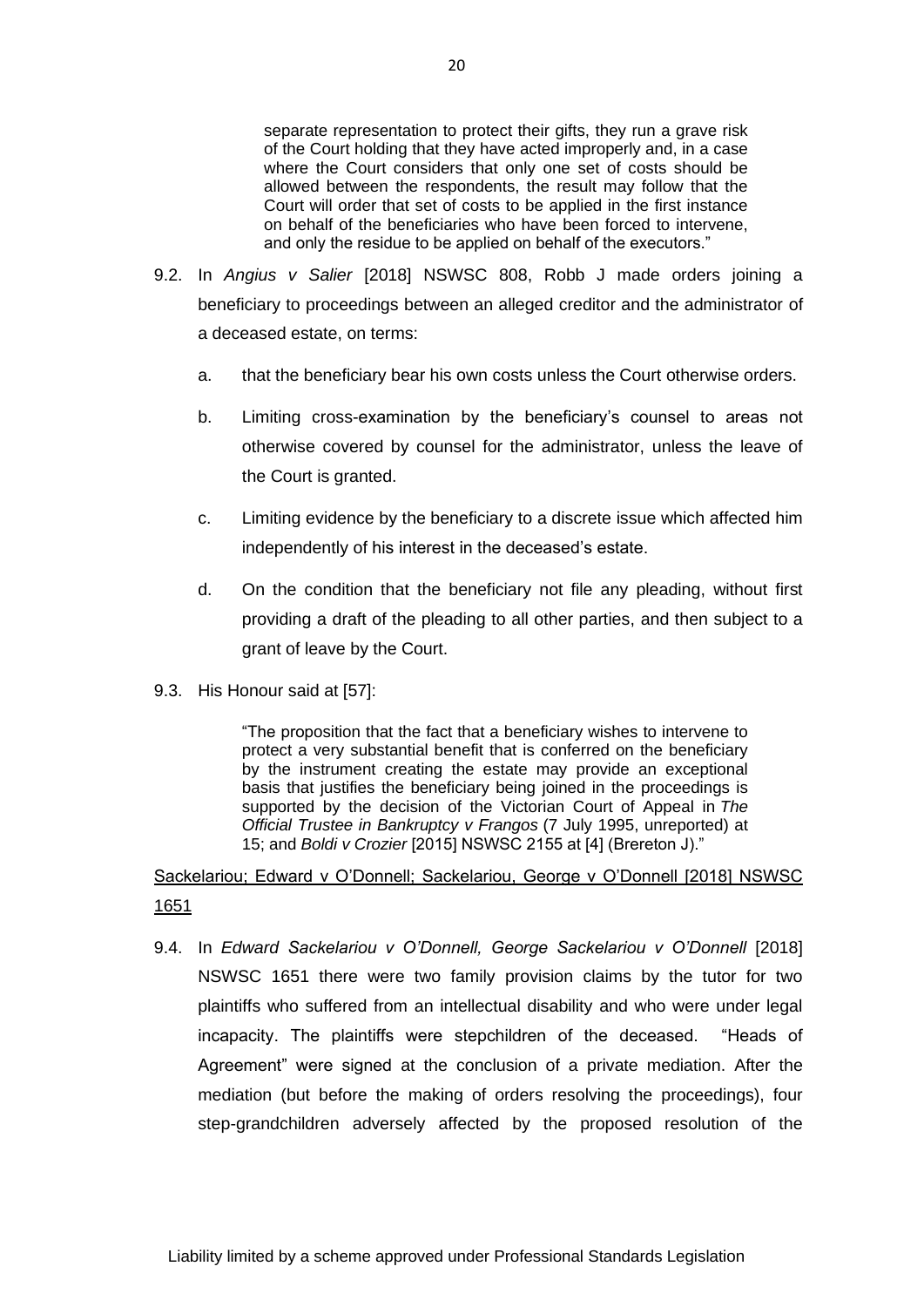> separate representation to protect their gifts, they run a grave risk of the Court holding that they have acted improperly and, in a case where the Court considers that only one set of costs should be allowed between the respondents, the result may follow that the Court will order that set of costs to be applied in the first instance on behalf of the beneficiaries who have been forced to intervene, and only the residue to be applied on behalf of the executors."

9.2. In *Angius v Salier* [2018] NSWSC 808, Robb J made orders joining a beneficiary to proceedings between an alleged creditor and the administrator of a deceased estate, on terms:

   a. that the beneficiary bear his own costs unless the Court otherwise orders.

   b. Limiting cross-examination by the beneficiary's counsel to areas not otherwise covered by counsel for the administrator, unless the leave of the Court is granted.

   c. Limiting evidence by the beneficiary to a discrete issue which affected him independently of his interest in the deceased's estate.

   d. On the condition that the beneficiary not file any pleading, without first providing a draft of the pleading to all other parties, and then subject to a grant of leave by the Court.

9.3. His Honour said at [57]:

> "The proposition that the fact that a beneficiary wishes to intervene to protect a very substantial benefit that is conferred on the beneficiary by the instrument creating the estate may provide an exceptional basis that justifies the beneficiary being joined in the proceedings is supported by the decision of the Victorian Court of Appeal in *The Official Trustee in Bankruptcy v Frangos* (7 July 1995, unreported) at 15; and *Boldi v Crozier* [2015] NSWSC 2155 at [4] (Brereton J)."

<u>Sackelariou; Edward v O'Donnell; Sackelariou, George v O'Donnell [2018] NSWSC 1651</u>

9.4. In *Edward Sackelariou v O'Donnell, George Sackelariou v O'Donnell* [2018] NSWSC 1651 there were two family provision claims by the tutor for two plaintiffs who suffered from an intellectual disability and who were under legal incapacity. The plaintiffs were stepchildren of the deceased. "Heads of Agreement" were signed at the conclusion of a private mediation. After the mediation (but before the making of orders resolving the proceedings), four step-grandchildren adversely affected by the proposed resolution of the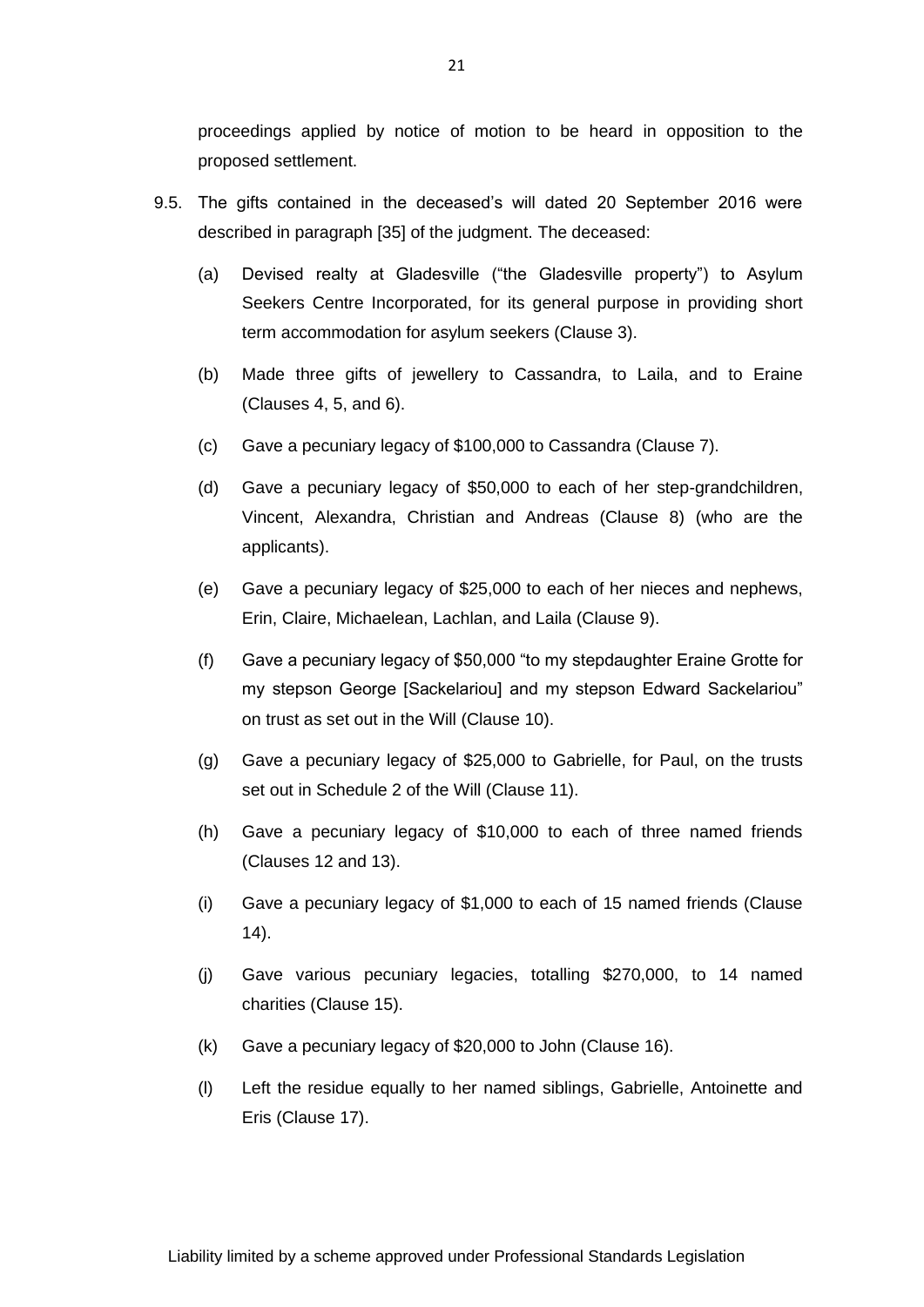proceedings applied by notice of motion to be heard in opposition to the proposed settlement.

9.5. The gifts contained in the deceased's will dated 20 September 2016 were described in paragraph [35] of the judgment. The deceased:

(a) Devised realty at Gladesville ("the Gladesville property") to Asylum Seekers Centre Incorporated, for its general purpose in providing short term accommodation for asylum seekers (Clause 3).

(b) Made three gifts of jewellery to Cassandra, to Laila, and to Eraine (Clauses 4, 5, and 6).

(c) Gave a pecuniary legacy of $100,000 to Cassandra (Clause 7).

(d) Gave a pecuniary legacy of $50,000 to each of her step-grandchildren, Vincent, Alexandra, Christian and Andreas (Clause 8) (who are the applicants).

(e) Gave a pecuniary legacy of $25,000 to each of her nieces and nephews, Erin, Claire, Michaelean, Lachlan, and Laila (Clause 9).

(f) Gave a pecuniary legacy of $50,000 "to my stepdaughter Eraine Grotte for my stepson George [Sackelariou] and my stepson Edward Sackelariou" on trust as set out in the Will (Clause 10).

(g) Gave a pecuniary legacy of $25,000 to Gabrielle, for Paul, on the trusts set out in Schedule 2 of the Will (Clause 11).

(h) Gave a pecuniary legacy of $10,000 to each of three named friends (Clauses 12 and 13).

(i) Gave a pecuniary legacy of $1,000 to each of 15 named friends (Clause 14).

(j) Gave various pecuniary legacies, totalling $270,000, to 14 named charities (Clause 15).

(k) Gave a pecuniary legacy of $20,000 to John (Clause 16).

(l) Left the residue equally to her named siblings, Gabrielle, Antoinette and Eris (Clause 17).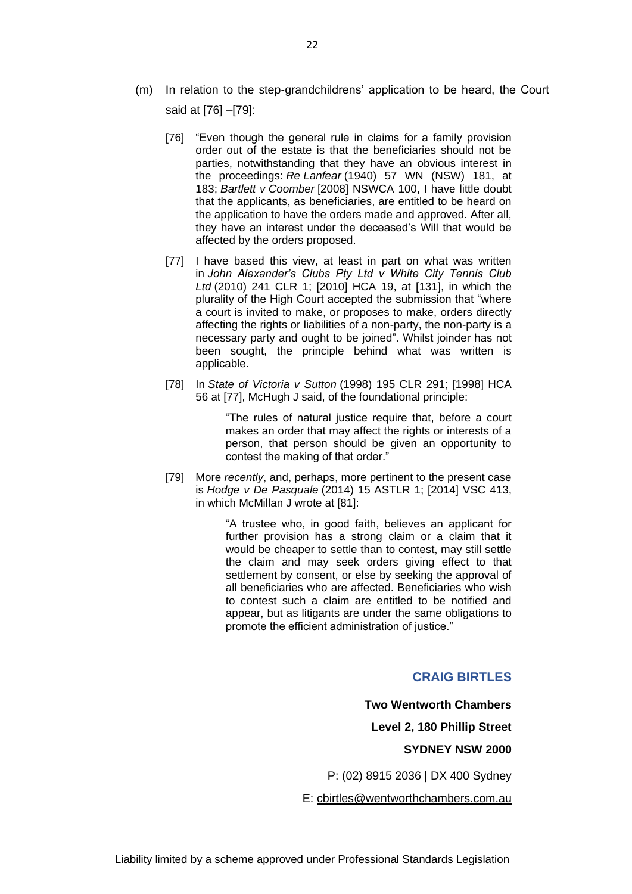(m) In relation to the step-grandchildrens' application to be heard, the Court said at [76] –[79]:

> [76] "Even though the general rule in claims for a family provision order out of the estate is that the beneficiaries should not be parties, notwithstanding that they have an obvious interest in the proceedings: *Re Lanfear* (1940) 57 WN (NSW) 181, at 183; *Bartlett v Coomber* [2008] NSWCA 100, I have little doubt that the applicants, as beneficiaries, are entitled to be heard on the application to have the orders made and approved. After all, they have an interest under the deceased's Will that would be affected by the orders proposed.
>
> [77] I have based this view, at least in part on what was written in *John Alexander's Clubs Pty Ltd v White City Tennis Club Ltd* (2010) 241 CLR 1; [2010] HCA 19, at [131], in which the plurality of the High Court accepted the submission that "where a court is invited to make, or proposes to make, orders directly affecting the rights or liabilities of a non-party, the non-party is a necessary party and ought to be joined". Whilst joinder has not been sought, the principle behind what was written is applicable.
>
> [78] In *State of Victoria v Sutton* (1998) 195 CLR 291; [1998] HCA 56 at [77], McHugh J said, of the foundational principle:
>
> > "The rules of natural justice require that, before a court makes an order that may affect the rights or interests of a person, that person should be given an opportunity to contest the making of that order."
>
> [79] More *recently*, and, perhaps, more pertinent to the present case is *Hodge v De Pasquale* (2014) 15 ASTLR 1; [2014] VSC 413, in which McMillan J wrote at [81]:
>
> > "A trustee who, in good faith, believes an applicant for further provision has a strong claim or a claim that it would be cheaper to settle than to contest, may still settle the claim and may seek orders giving effect to that settlement by consent, or else by seeking the approval of all beneficiaries who are affected. Beneficiaries who wish to contest such a claim are entitled to be notified and appear, but as litigants are under the same obligations to promote the efficient administration of justice."

**CRAIG BIRTLES**

**Two Wentworth Chambers**

**Level 2, 180 Phillip Street**

**SYDNEY NSW 2000**

P: (02) 8915 2036 | DX 400 Sydney

E: cbirtles@wentworthchambers.com.au

Liability limited by a scheme approved under Professional Standards Legislation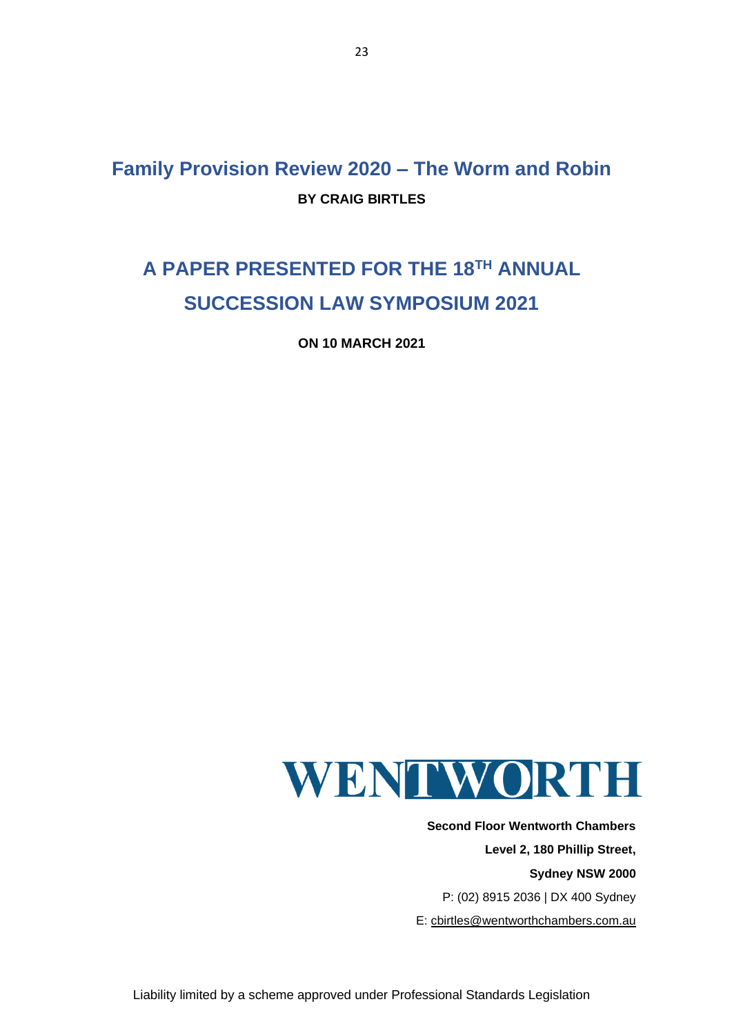# Family Provision Review 2020 – The Worm and Robin

**BY CRAIG BIRTLES**

## A PAPER PRESENTED FOR THE 18TH ANNUAL SUCCESSION LAW SYMPOSIUM 2021

**ON 10 MARCH 2021**

WENTWORTH

**Second Floor Wentworth Chambers**

**Level 2, 180 Phillip Street,**

**Sydney NSW 2000**

P: (02) 8915 2036 | DX 400 Sydney

E: cbirtles@wentworthchambers.com.au

Liability limited by a scheme approved under Professional Standards Legislation